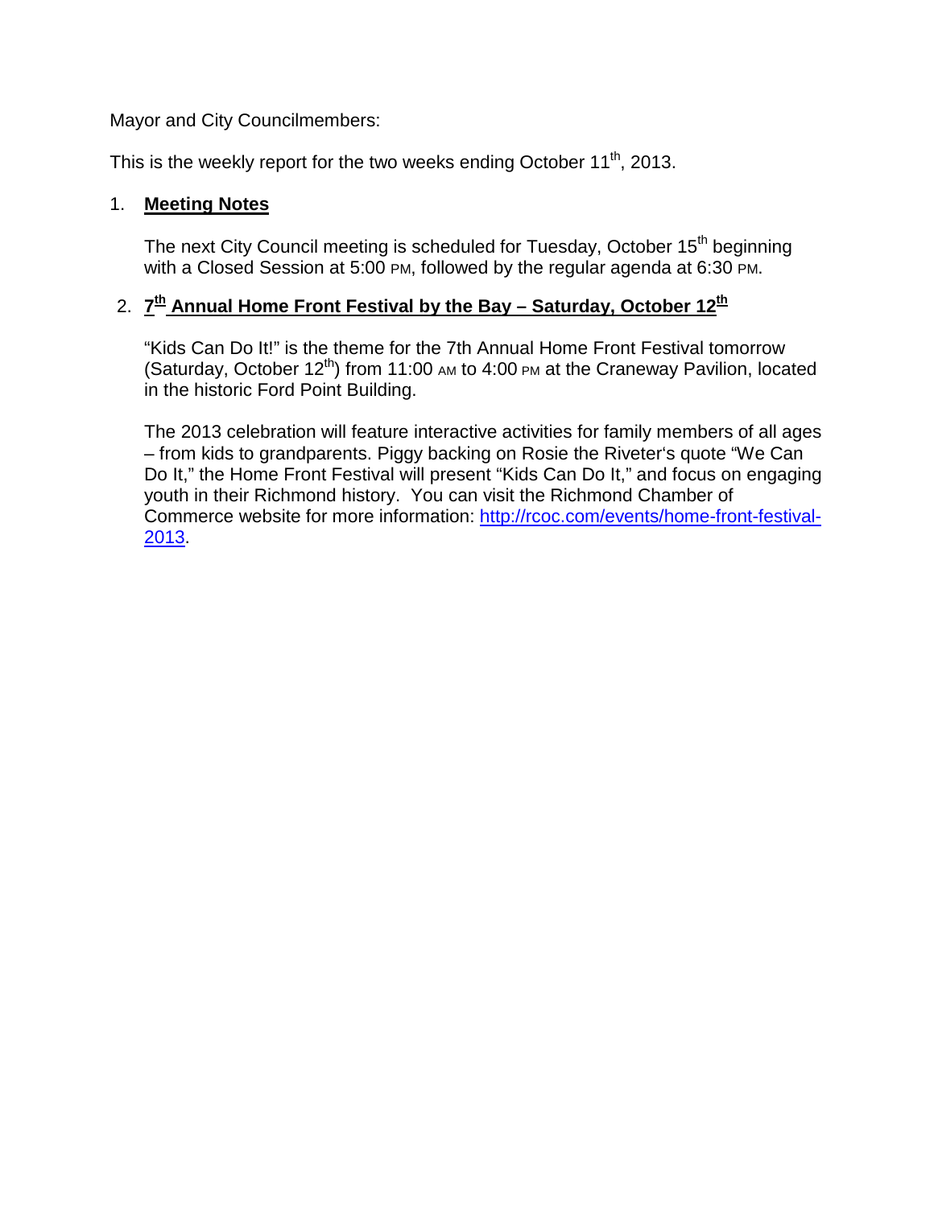Mayor and City Councilmembers:

This is the weekly report for the two weeks ending October 11th, 2013.

1. **Meeting Notes**

   The next City Council meeting is scheduled for Tuesday, October 15th beginning with a Closed Session at 5:00 PM, followed by the regular agenda at 6:30 PM.

2. **7th Annual Home Front Festival by the Bay – Saturday, October 12th**

   "Kids Can Do It!" is the theme for the 7th Annual Home Front Festival tomorrow (Saturday, October 12th) from 11:00 AM to 4:00 PM at the Craneway Pavilion, located in the historic Ford Point Building.

   The 2013 celebration will feature interactive activities for family members of all ages – from kids to grandparents. Piggy backing on Rosie the Riveter's quote "We Can Do It," the Home Front Festival will present "Kids Can Do It," and focus on engaging youth in their Richmond history. You can visit the Richmond Chamber of Commerce website for more information: http://rcoc.com/events/home-front-festival-2013.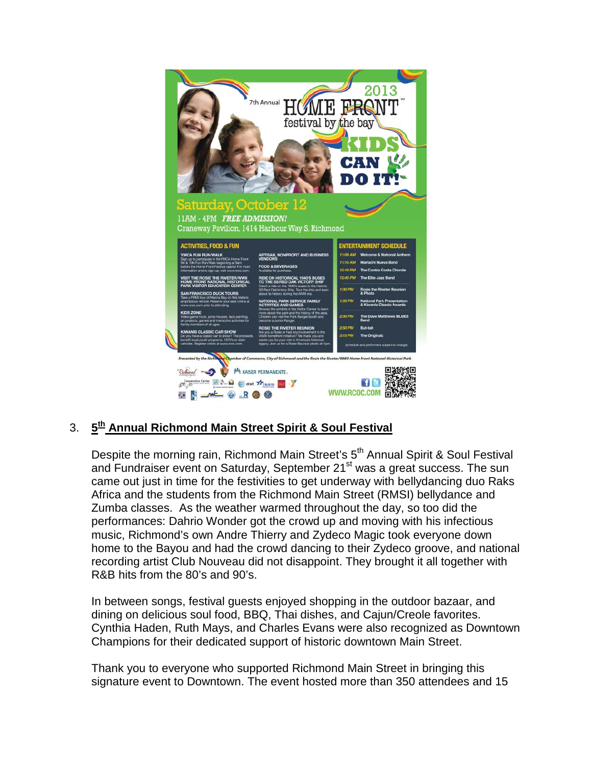3. **5th Annual Richmond Main Street Spirit & Soul Festival**

Despite the morning rain, Richmond Main Street's 5th Annual Spirit & Soul Festival and Fundraiser event on Saturday, September 21st was a great success. The sun came out just in time for the festivities to get underway with bellydancing duo Raks Africa and the students from the Richmond Main Street (RMSI) bellydance and Zumba classes. As the weather warmed throughout the day, so too did the performances: Dahrio Wonder got the crowd up and moving with his infectious music, Richmond's own Andre Thierry and Zydeco Magic took everyone down home to the Bayou and had the crowd dancing to their Zydeco groove, and national recording artist Club Nouveau did not disappoint. They brought it all together with R&B hits from the 80's and 90's.

In between songs, festival guests enjoyed shopping in the outdoor bazaar, and dining on delicious soul food, BBQ, Thai dishes, and Cajun/Creole favorites. Cynthia Haden, Ruth Mays, and Charles Evans were also recognized as Downtown Champions for their dedicated support of historic downtown Main Street.

Thank you to everyone who supported Richmond Main Street in bringing this signature event to Downtown. The event hosted more than 350 attendees and 15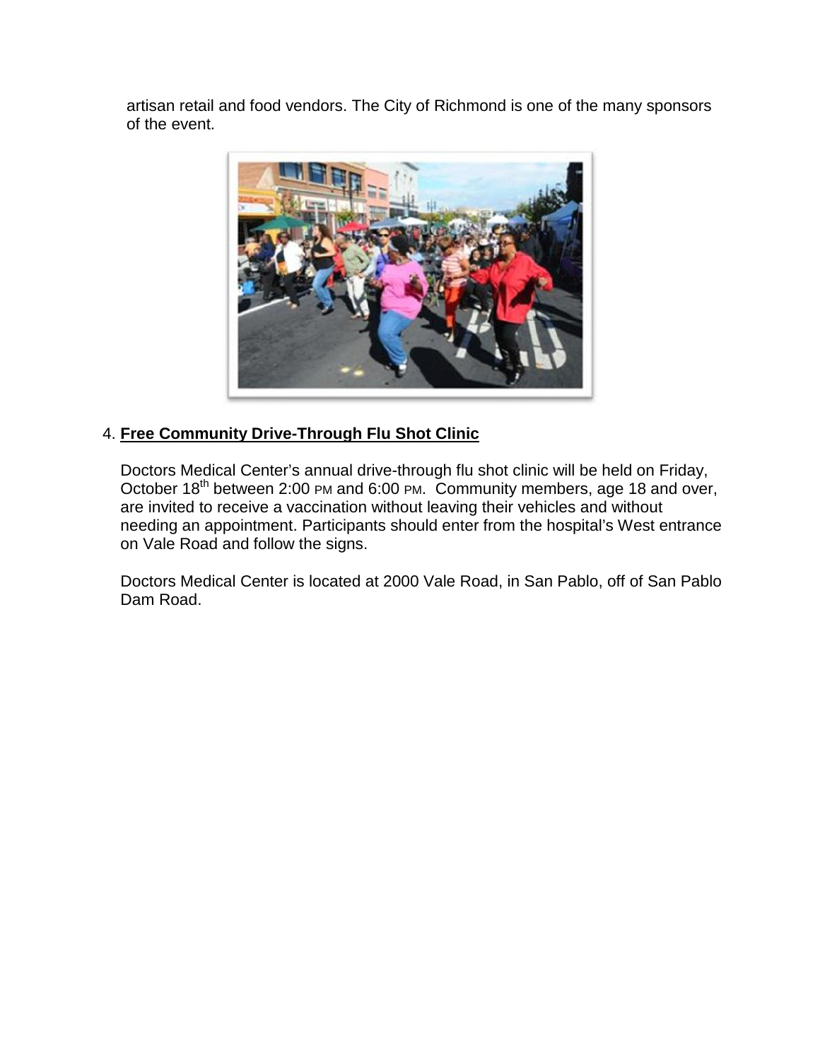artisan retail and food vendors. The City of Richmond is one of the many sponsors of the event.

4. **Free Community Drive-Through Flu Shot Clinic**

   Doctors Medical Center's annual drive-through flu shot clinic will be held on Friday, October 18th between 2:00 PM and 6:00 PM. Community members, age 18 and over, are invited to receive a vaccination without leaving their vehicles and without needing an appointment. Participants should enter from the hospital's West entrance on Vale Road and follow the signs.

   Doctors Medical Center is located at 2000 Vale Road, in San Pablo, off of San Pablo Dam Road.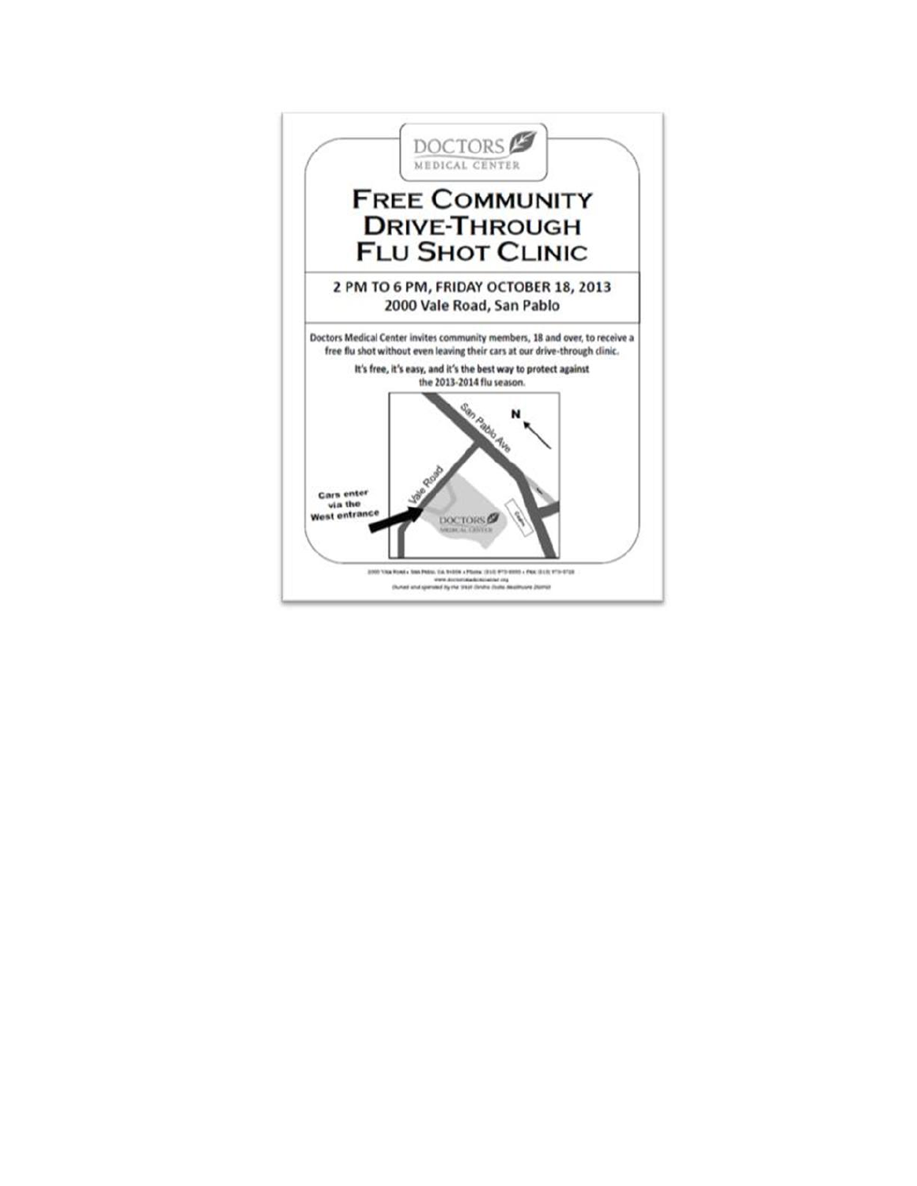DOCTORS
MEDICAL CENTER

# FREE COMMUNITY DRIVE-THROUGH FLU SHOT CLINIC

**2 PM TO 6 PM, FRIDAY OCTOBER 18, 2013**
**2000 Vale Road, San Pablo**

**Doctors Medical Center invites community members, 18 and over, to receive a free flu shot without even leaving their cars at our drive-through clinic.**

**It's free, it's easy, and it's the best way to protect against the 2013-2014 flu season.**

San Pablo Ave

N

Vale Road

Cars enter via the West entrance

DOCTORS MEDICAL CENTER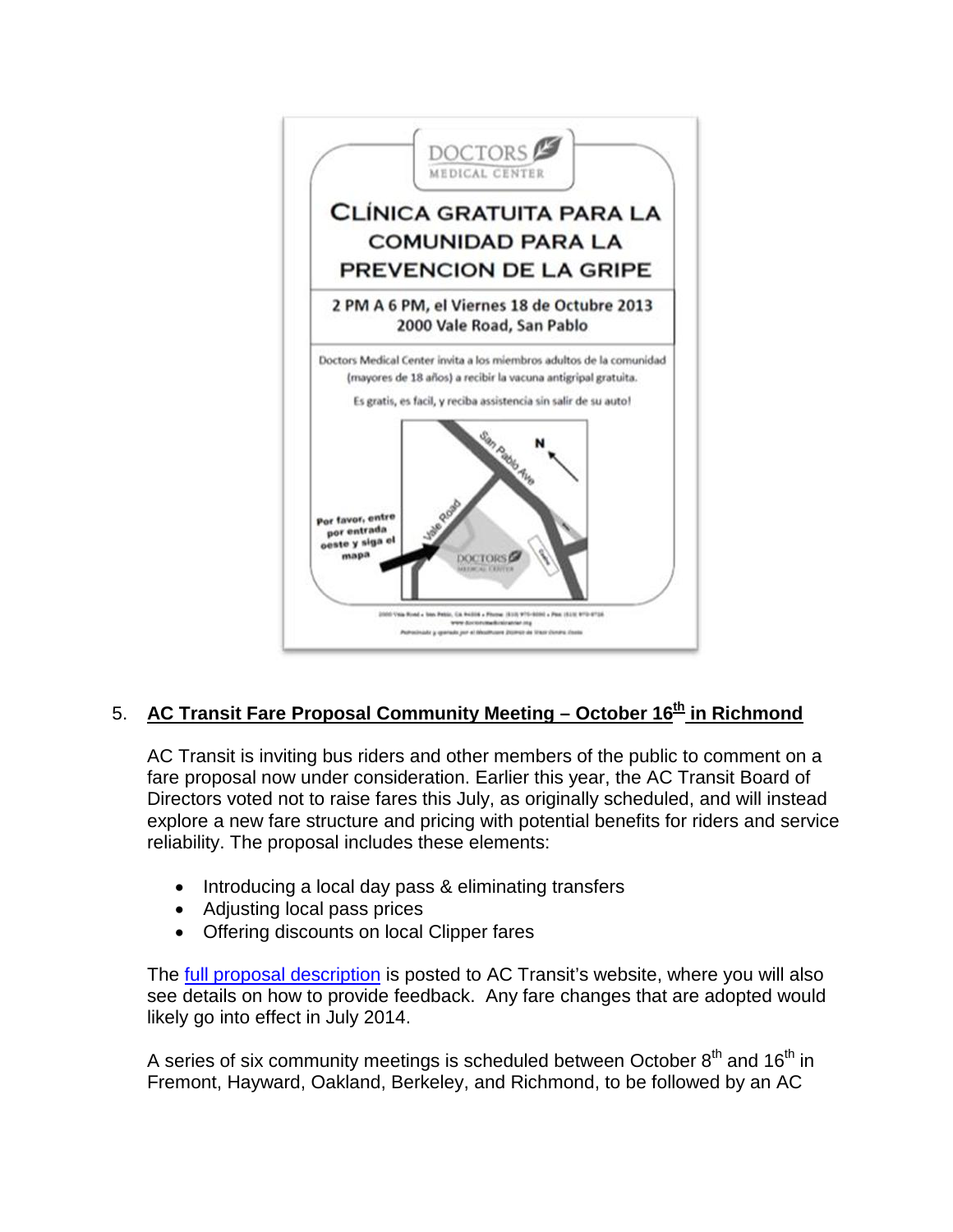DOCTORS
MEDICAL CENTER

**CLÍNICA GRATUITA PARA LA COMUNIDAD PARA LA PREVENCION DE LA GRIPE**

**2 PM A 6 PM, el Viernes 18 de Octubre 2013**
**2000 Vale Road, San Pablo**

Doctors Medical Center invita a los miembros adultos de la comunidad (mayores de 18 años) a recibir la vacuna antigripal gratuita.

Es gratis, es facil, y reciba assistencia sin salir de su auto!

Por favor, entre por entrada oeste y siga el mapa

5. **AC Transit Fare Proposal Community Meeting – October 16th in Richmond**

AC Transit is inviting bus riders and other members of the public to comment on a fare proposal now under consideration. Earlier this year, the AC Transit Board of Directors voted not to raise fares this July, as originally scheduled, and will instead explore a new fare structure and pricing with potential benefits for riders and service reliability. The proposal includes these elements:

- Introducing a local day pass & eliminating transfers
- Adjusting local pass prices
- Offering discounts on local Clipper fares

The full proposal description is posted to AC Transit's website, where you will also see details on how to provide feedback. Any fare changes that are adopted would likely go into effect in July 2014.

A series of six community meetings is scheduled between October 8th and 16th in Fremont, Hayward, Oakland, Berkeley, and Richmond, to be followed by an AC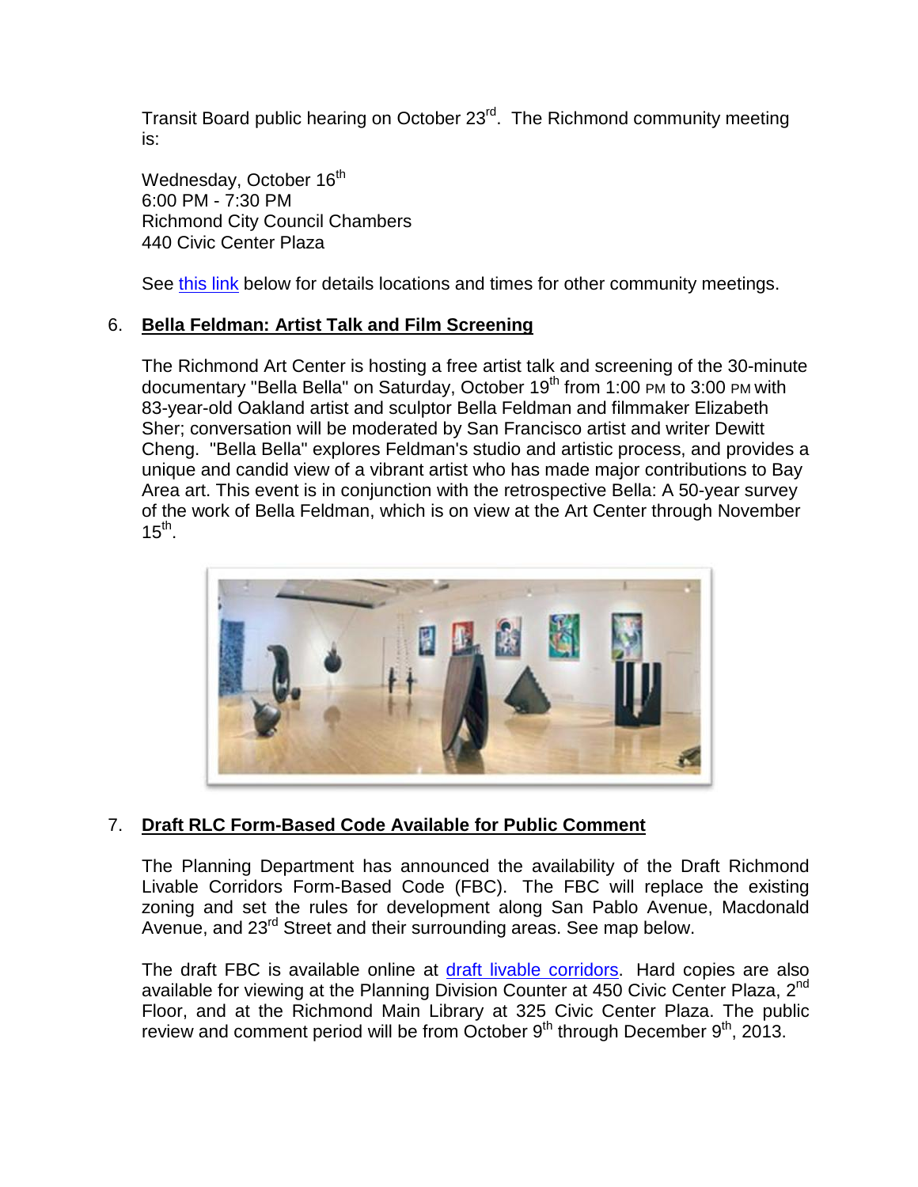Transit Board public hearing on October 23rd. The Richmond community meeting is:

Wednesday, October 16th
6:00 PM - 7:30 PM
Richmond City Council Chambers
440 Civic Center Plaza

See this link below for details locations and times for other community meetings.

6. **Bella Feldman: Artist Talk and Film Screening**

   The Richmond Art Center is hosting a free artist talk and screening of the 30-minute documentary "Bella Bella" on Saturday, October 19th from 1:00 PM to 3:00 PM with 83-year-old Oakland artist and sculptor Bella Feldman and filmmaker Elizabeth Sher; conversation will be moderated by San Francisco artist and writer Dewitt Cheng. "Bella Bella" explores Feldman's studio and artistic process, and provides a unique and candid view of a vibrant artist who has made major contributions to Bay Area art. This event is in conjunction with the retrospective Bella: A 50-year survey of the work of Bella Feldman, which is on view at the Art Center through November 15th.

7. **Draft RLC Form-Based Code Available for Public Comment**

   The Planning Department has announced the availability of the Draft Richmond Livable Corridors Form-Based Code (FBC). The FBC will replace the existing zoning and set the rules for development along San Pablo Avenue, Macdonald Avenue, and 23rd Street and their surrounding areas. See map below.

   The draft FBC is available online at draft livable corridors. Hard copies are also available for viewing at the Planning Division Counter at 450 Civic Center Plaza, 2nd Floor, and at the Richmond Main Library at 325 Civic Center Plaza. The public review and comment period will be from October 9th through December 9th, 2013.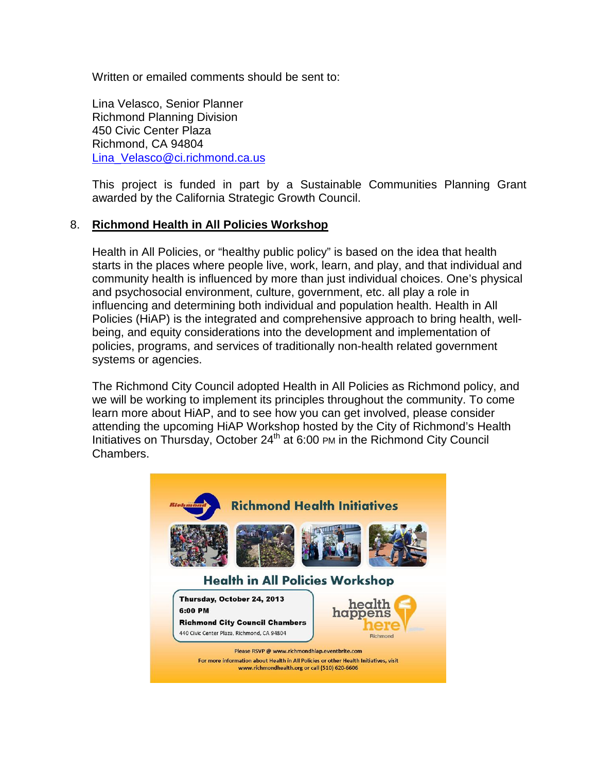Written or emailed comments should be sent to:

Lina Velasco, Senior Planner
Richmond Planning Division
450 Civic Center Plaza
Richmond, CA 94804
Lina_Velasco@ci.richmond.ca.us

This project is funded in part by a Sustainable Communities Planning Grant awarded by the California Strategic Growth Council.

8. **Richmond Health in All Policies Workshop**

Health in All Policies, or "healthy public policy" is based on the idea that health starts in the places where people live, work, learn, and play, and that individual and community health is influenced by more than just individual choices. One's physical and psychosocial environment, culture, government, etc. all play a role in influencing and determining both individual and population health. Health in All Policies (HiAP) is the integrated and comprehensive approach to bring health, well-being, and equity considerations into the development and implementation of policies, programs, and services of traditionally non-health related government systems or agencies.

The Richmond City Council adopted Health in All Policies as Richmond policy, and we will be working to implement its principles throughout the community. To come learn more about HiAP, and to see how you can get involved, please consider attending the upcoming HiAP Workshop hosted by the City of Richmond's Health Initiatives on Thursday, October 24th at 6:00 PM in the Richmond City Council Chambers.

Richmond Health Initiatives

Health in All Policies Workshop

**Thursday, October 24, 2013**
**6:00 PM**
**Richmond City Council Chambers**
440 Civic Center Plaza, Richmond, CA 94804

health happens here
Richmond

Please RSVP @ www.richmondhiap.eventbrite.com
For more information about Health in All Policies or other Health Initiatives, visit www.richmondhealth.org or call (510) 620-6606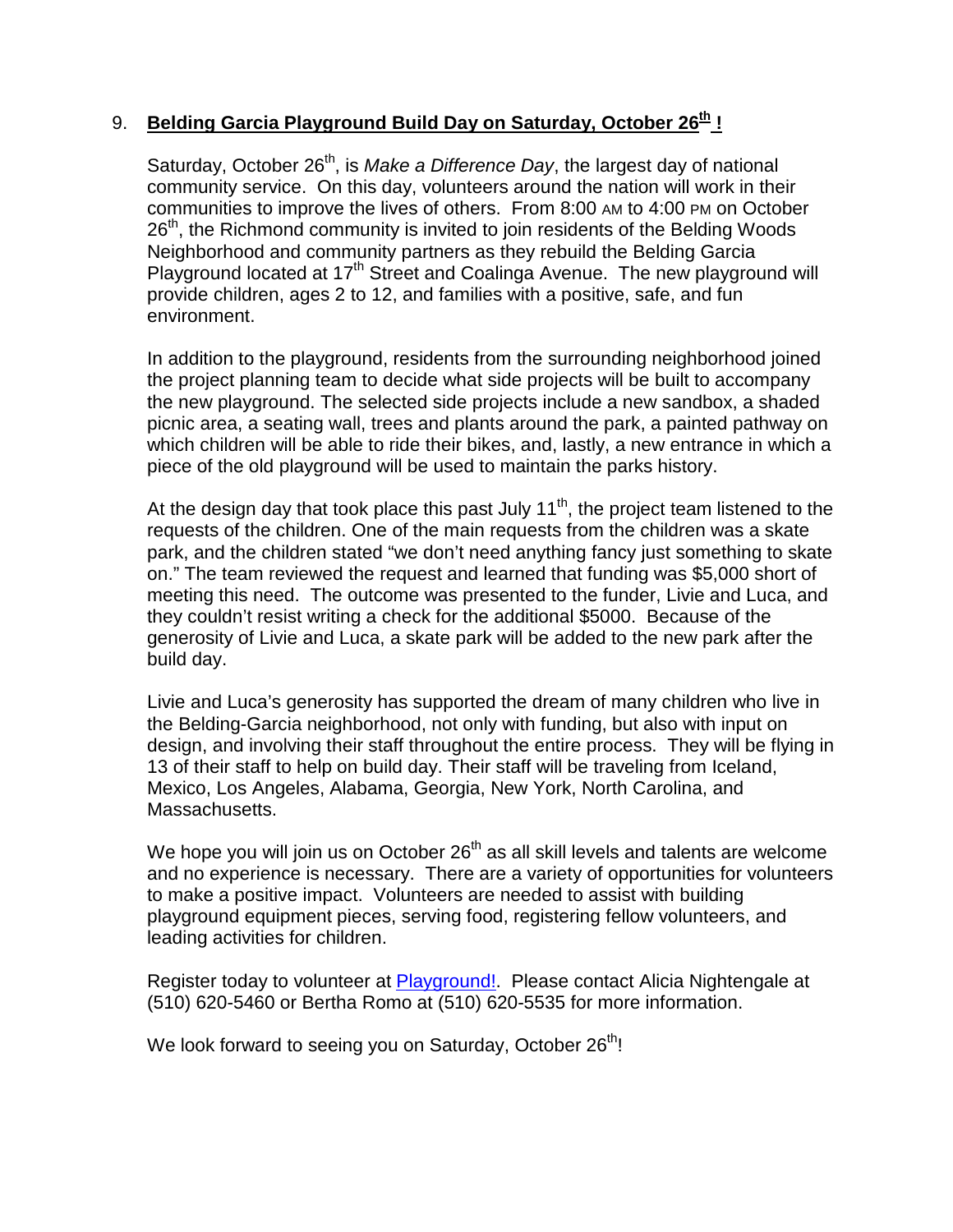## 9. **Belding Garcia Playground Build Day on Saturday, October 26th !**

Saturday, October 26th, is *Make a Difference Day*, the largest day of national community service. On this day, volunteers around the nation will work in their communities to improve the lives of others. From 8:00 AM to 4:00 PM on October 26th, the Richmond community is invited to join residents of the Belding Woods Neighborhood and community partners as they rebuild the Belding Garcia Playground located at 17th Street and Coalinga Avenue. The new playground will provide children, ages 2 to 12, and families with a positive, safe, and fun environment.

In addition to the playground, residents from the surrounding neighborhood joined the project planning team to decide what side projects will be built to accompany the new playground. The selected side projects include a new sandbox, a shaded picnic area, a seating wall, trees and plants around the park, a painted pathway on which children will be able to ride their bikes, and, lastly, a new entrance in which a piece of the old playground will be used to maintain the parks history.

At the design day that took place this past July 11th, the project team listened to the requests of the children. One of the main requests from the children was a skate park, and the children stated "we don't need anything fancy just something to skate on." The team reviewed the request and learned that funding was $5,000 short of meeting this need. The outcome was presented to the funder, Livie and Luca, and they couldn't resist writing a check for the additional $5000. Because of the generosity of Livie and Luca, a skate park will be added to the new park after the build day.

Livie and Luca's generosity has supported the dream of many children who live in the Belding-Garcia neighborhood, not only with funding, but also with input on design, and involving their staff throughout the entire process. They will be flying in 13 of their staff to help on build day. Their staff will be traveling from Iceland, Mexico, Los Angeles, Alabama, Georgia, New York, North Carolina, and Massachusetts.

We hope you will join us on October 26th as all skill levels and talents are welcome and no experience is necessary. There are a variety of opportunities for volunteers to make a positive impact. Volunteers are needed to assist with building playground equipment pieces, serving food, registering fellow volunteers, and leading activities for children.

Register today to volunteer at Playground!. Please contact Alicia Nightengale at (510) 620-5460 or Bertha Romo at (510) 620-5535 for more information.

We look forward to seeing you on Saturday, October 26th!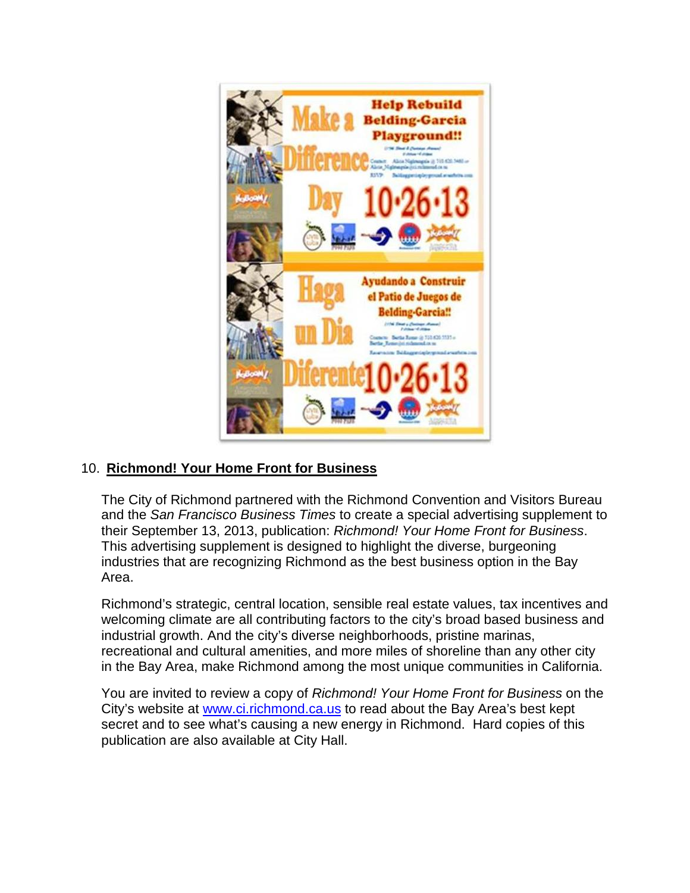10. **Richmond! Your Home Front for Business**

The City of Richmond partnered with the Richmond Convention and Visitors Bureau and the *San Francisco Business Times* to create a special advertising supplement to their September 13, 2013, publication: *Richmond! Your Home Front for Business*. This advertising supplement is designed to highlight the diverse, burgeoning industries that are recognizing Richmond as the best business option in the Bay Area.

Richmond's strategic, central location, sensible real estate values, tax incentives and welcoming climate are all contributing factors to the city's broad based business and industrial growth. And the city's diverse neighborhoods, pristine marinas, recreational and cultural amenities, and more miles of shoreline than any other city in the Bay Area, make Richmond among the most unique communities in California.

You are invited to review a copy of *Richmond! Your Home Front for Business* on the City's website at [www.ci.richmond.ca.us](http://www.ci.richmond.ca.us) to read about the Bay Area's best kept secret and to see what's causing a new energy in Richmond. Hard copies of this publication are also available at City Hall.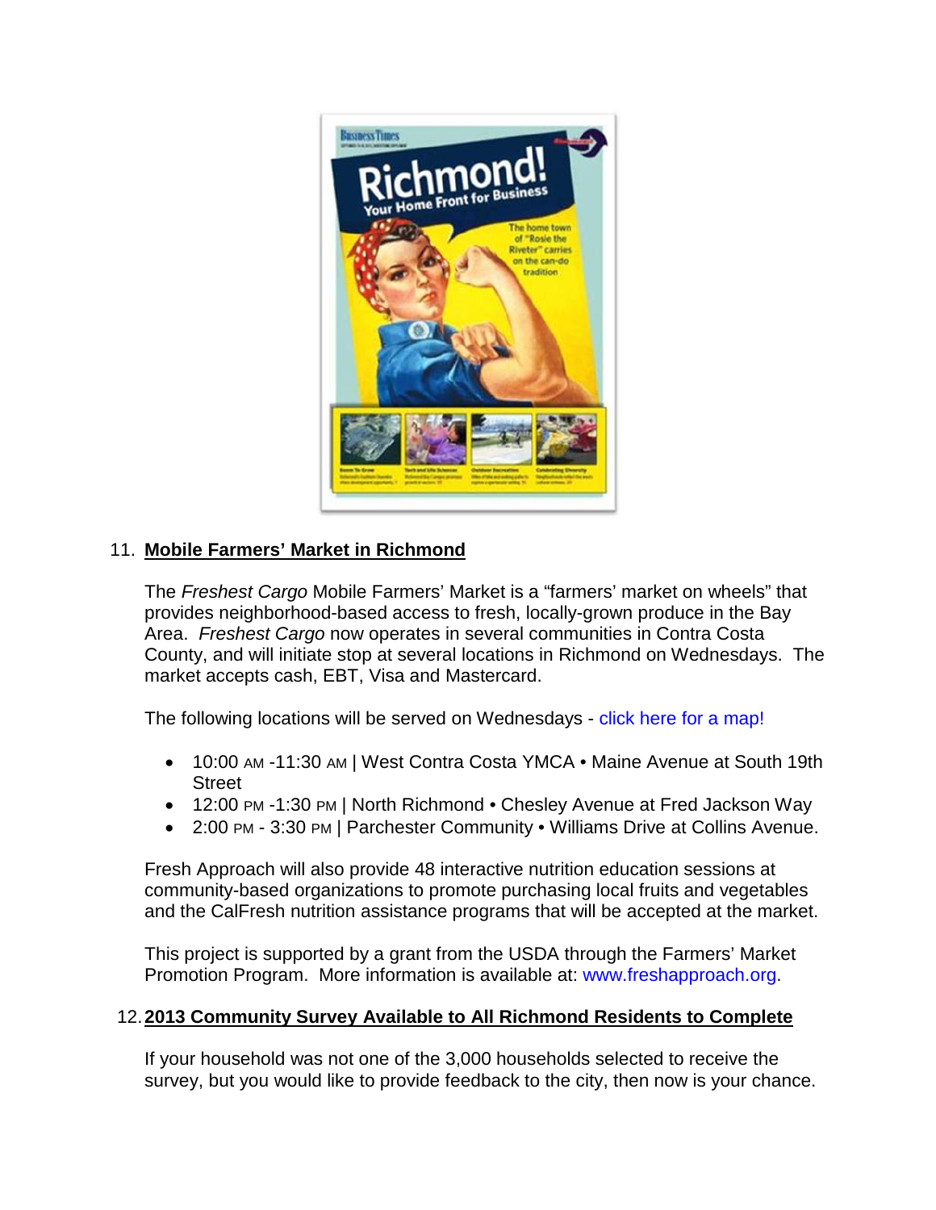11. **Mobile Farmers' Market in Richmond**

The *Freshest Cargo* Mobile Farmers' Market is a "farmers' market on wheels" that provides neighborhood-based access to fresh, locally-grown produce in the Bay Area. *Freshest Cargo* now operates in several communities in Contra Costa County, and will initiate stop at several locations in Richmond on Wednesdays. The market accepts cash, EBT, Visa and Mastercard.

The following locations will be served on Wednesdays - click here for a map!

- 10:00 AM -11:30 AM | West Contra Costa YMCA • Maine Avenue at South 19th Street
- 12:00 PM -1:30 PM | North Richmond • Chesley Avenue at Fred Jackson Way
- 2:00 PM - 3:30 PM | Parchester Community • Williams Drive at Collins Avenue.

Fresh Approach will also provide 48 interactive nutrition education sessions at community-based organizations to promote purchasing local fruits and vegetables and the CalFresh nutrition assistance programs that will be accepted at the market.

This project is supported by a grant from the USDA through the Farmers' Market Promotion Program. More information is available at: www.freshapproach.org.

12. **2013 Community Survey Available to All Richmond Residents to Complete**

If your household was not one of the 3,000 households selected to receive the survey, but you would like to provide feedback to the city, then now is your chance.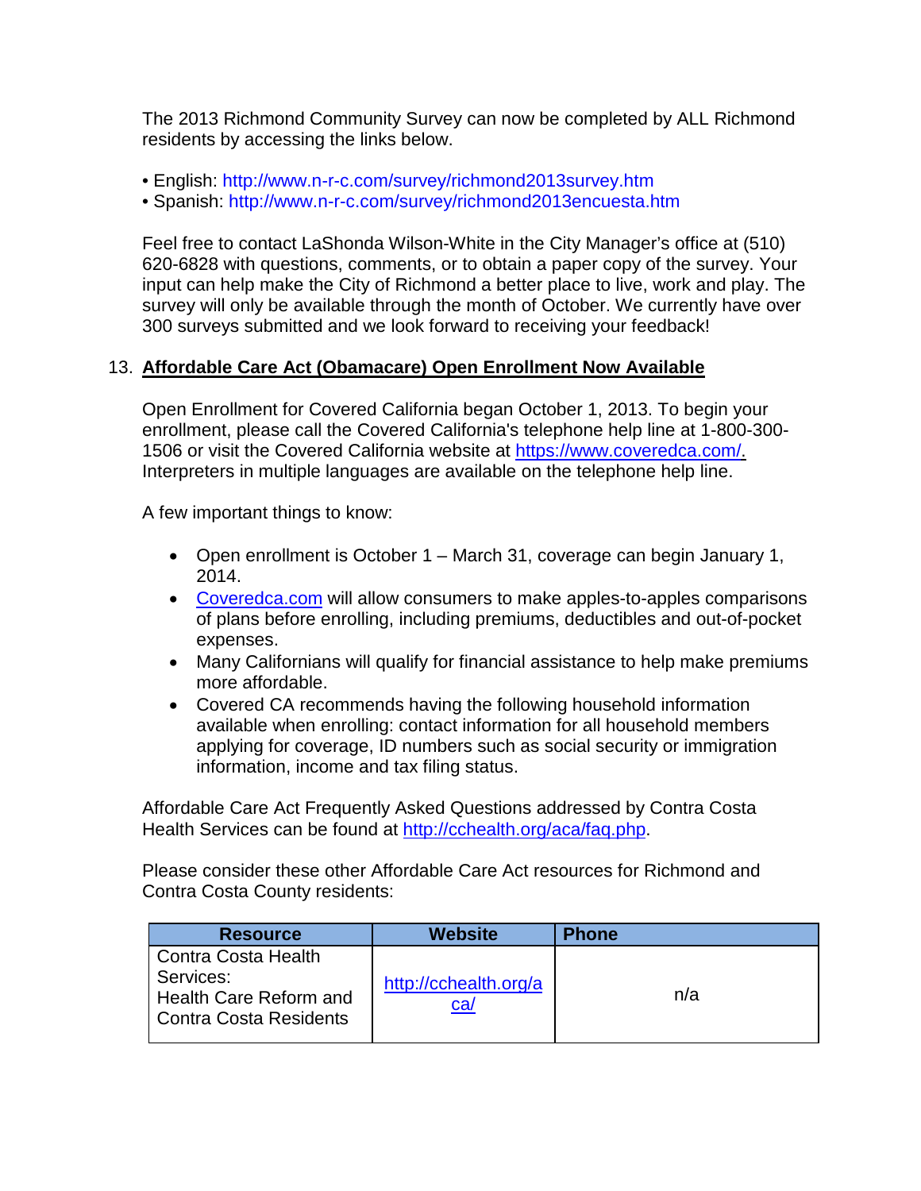The 2013 Richmond Community Survey can now be completed by ALL Richmond residents by accessing the links below.

- English: http://www.n-r-c.com/survey/richmond2013survey.htm
- Spanish: http://www.n-r-c.com/survey/richmond2013encuesta.htm

Feel free to contact LaShonda Wilson-White in the City Manager's office at (510) 620-6828 with questions, comments, or to obtain a paper copy of the survey. Your input can help make the City of Richmond a better place to live, work and play. The survey will only be available through the month of October. We currently have over 300 surveys submitted and we look forward to receiving your feedback!

## 13. Affordable Care Act (Obamacare) Open Enrollment Now Available

Open Enrollment for Covered California began October 1, 2013. To begin your enrollment, please call the Covered California's telephone help line at 1-800-300-1506 or visit the Covered California website at https://www.coveredca.com/. Interpreters in multiple languages are available on the telephone help line.

A few important things to know:

- Open enrollment is October 1 – March 31, coverage can begin January 1, 2014.
- Coveredca.com will allow consumers to make apples-to-apples comparisons of plans before enrolling, including premiums, deductibles and out-of-pocket expenses.
- Many Californians will qualify for financial assistance to help make premiums more affordable.
- Covered CA recommends having the following household information available when enrolling: contact information for all household members applying for coverage, ID numbers such as social security or immigration information, income and tax filing status.

Affordable Care Act Frequently Asked Questions addressed by Contra Costa Health Services can be found at http://cchealth.org/aca/faq.php.

Please consider these other Affordable Care Act resources for Richmond and Contra Costa County residents:

| Resource | Website | Phone |
|---|---|---|
| Contra Costa Health Services: Health Care Reform and Contra Costa Residents | http://cchealth.org/aca/ | n/a |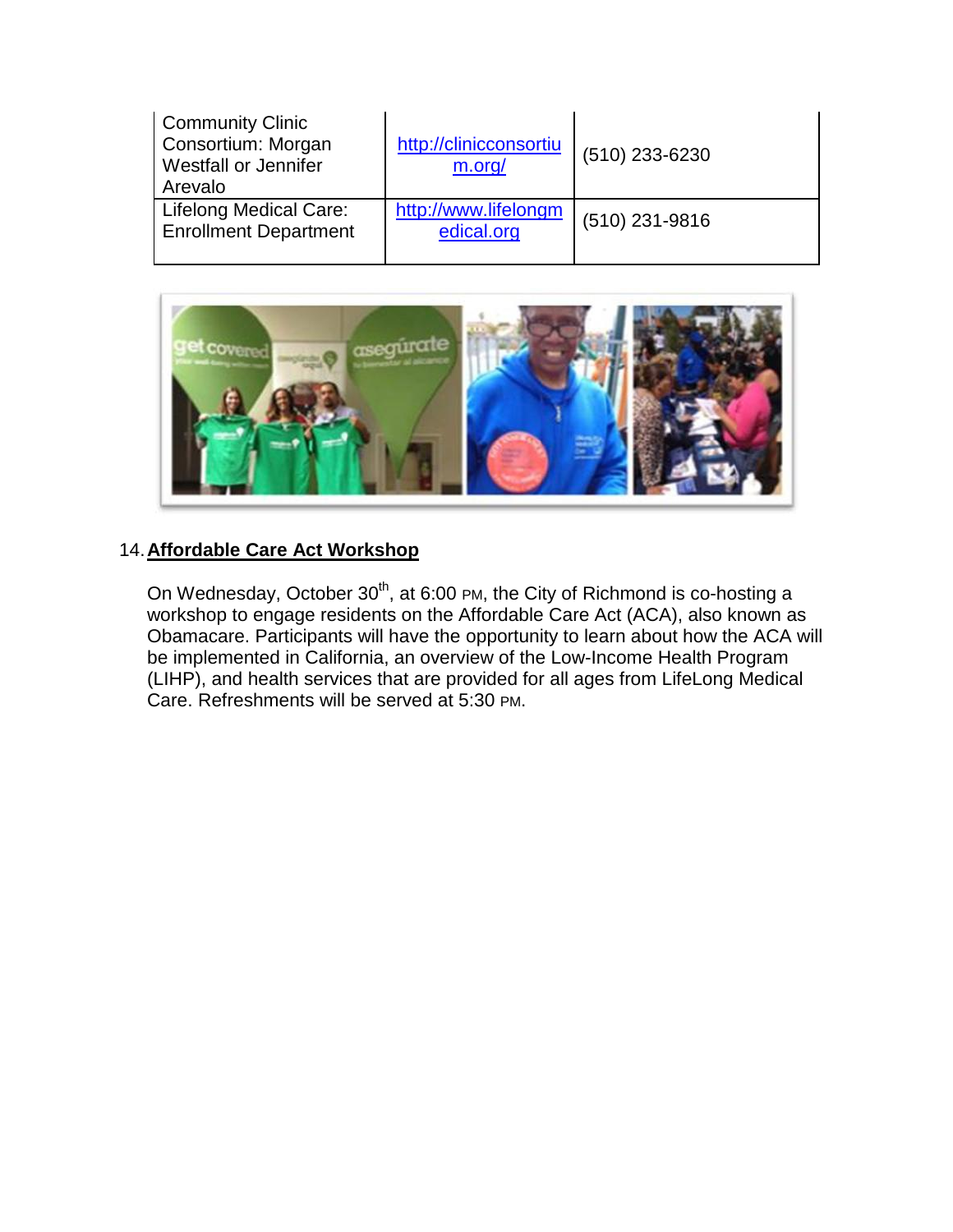| Community Clinic Consortium: Morgan Westfall or Jennifer Arevalo | http://clinicconsortium.org/ | (510) 233-6230 |
|---|---|---|
| Lifelong Medical Care: Enrollment Department | http://www.lifelongmedical.org | (510) 231-9816 |

14. **Affordable Care Act Workshop**

On Wednesday, October 30th, at 6:00 PM, the City of Richmond is co-hosting a workshop to engage residents on the Affordable Care Act (ACA), also known as Obamacare. Participants will have the opportunity to learn about how the ACA will be implemented in California, an overview of the Low-Income Health Program (LIHP), and health services that are provided for all ages from LifeLong Medical Care. Refreshments will be served at 5:30 PM.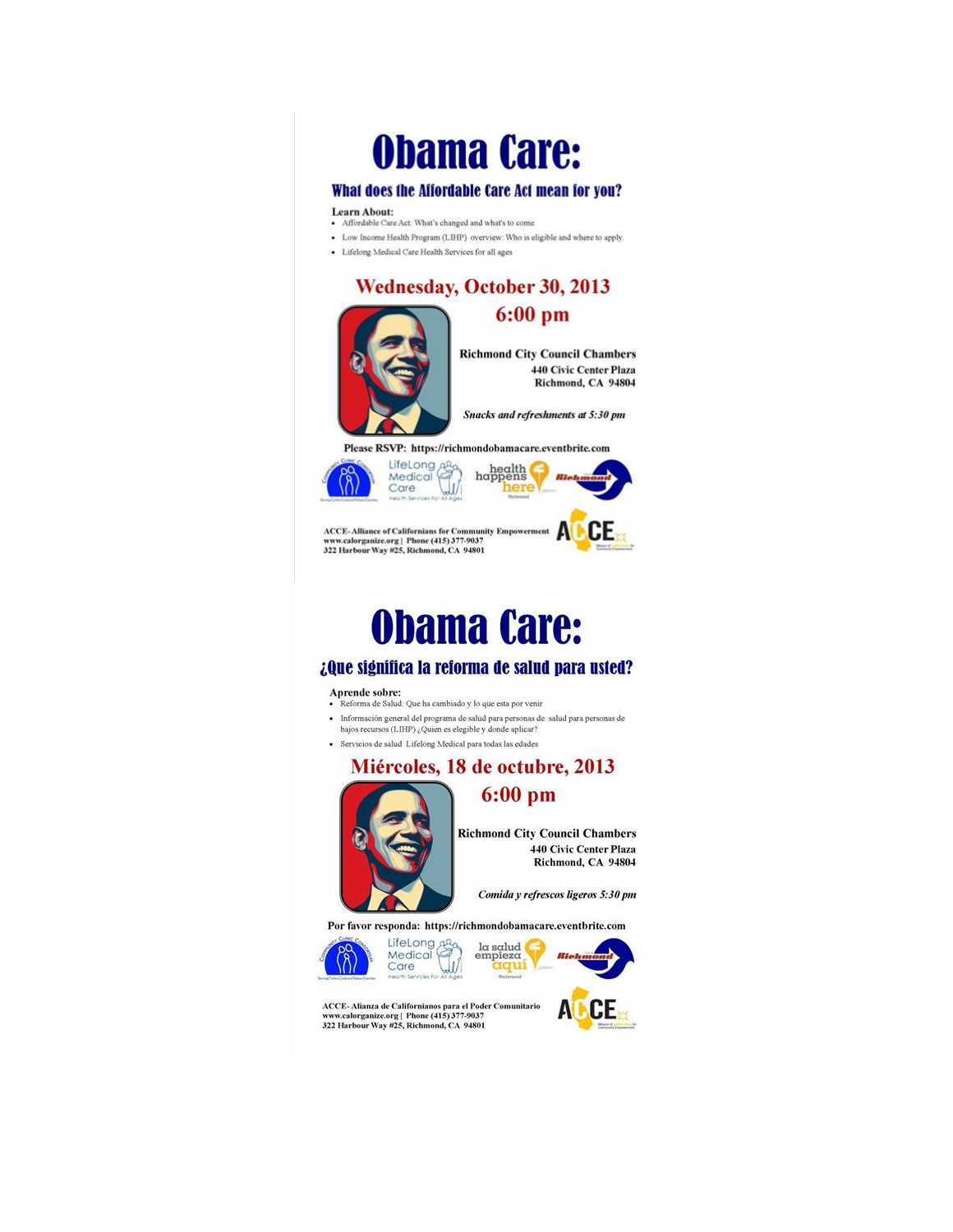# Obama Care:

## What does the Affordable Care Act mean for you?

**Learn About:**

- Affordable Care Act: What's changed and what's to come
- Low Income Health Program (LIHP) overview: Who is eligible and where to apply.
- Lifelong Medical Care Health Services for all ages

## Wednesday, October 30, 2013

## 6:00 pm

**Richmond City Council Chambers**
**440 Civic Center Plaza**
**Richmond, CA 94804**

***Snacks and refreshments at 5:30 pm***

**Please RSVP: https://richmondobamacare.eventbrite.com**

Community Clinic Consortium — Serving Contra Costa and Solano Counties | LifeLong Medical Care — Health Services For All Ages | health happens here — Richmond | Richmond

**ACCE- Alliance of Californians for Community Empowerment**
**www.calorganize.org | Phone (415) 377-9037**
**322 Harbour Way #25, Richmond, CA 94801**

ACCE — Alliance of Californians for Community Empowerment

# Obama Care:

## ¿Que significa la reforma de salud para usted?

**Aprende sobre:**

- Reforma de Salud: Que ha cambiado y lo que esta por venir
- Información general del programa de salud para personas de salud para personas de bajos recursos (LIHP) ¿Quien es elegible y donde aplicar?
- Servicios de salud Lifelong Medical para todas las edades

## Miércoles, 18 de octubre, 2013

## 6:00 pm

**Richmond City Council Chambers**
**440 Civic Center Plaza**
**Richmond, CA 94804**

***Comida y refrescos ligeros 5:30 pm***

**Por favor responda: https://richmondobamacare.eventbrite.com**

Community Clinic Consortium — Serving Contra Costa and Solano Counties | LifeLong Medical Care — Health Services For All Ages | la salud empieza aquí — Richmond | Richmond

**ACCE- Alianza de Californianos para el Poder Comunitario**
**www.calorganize.org | Phone (415) 377-9037**
**322 Harbour Way #25, Richmond, CA 94801**

ACCE — Alliance of Californians for Community Empowerment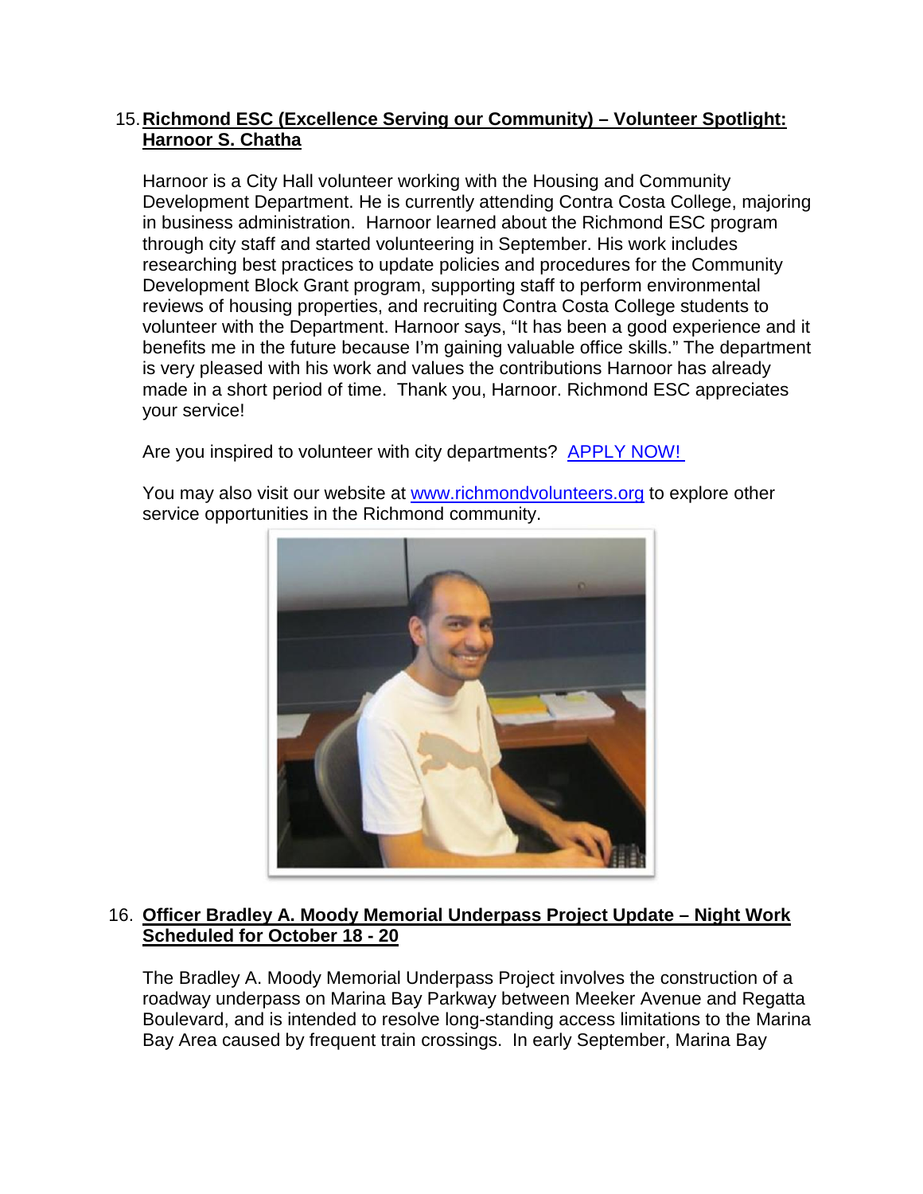15. **Richmond ESC (Excellence Serving our Community) – Volunteer Spotlight: Harnoor S. Chatha**

    Harnoor is a City Hall volunteer working with the Housing and Community Development Department. He is currently attending Contra Costa College, majoring in business administration. Harnoor learned about the Richmond ESC program through city staff and started volunteering in September. His work includes researching best practices to update policies and procedures for the Community Development Block Grant program, supporting staff to perform environmental reviews of housing properties, and recruiting Contra Costa College students to volunteer with the Department. Harnoor says, "It has been a good experience and it benefits me in the future because I'm gaining valuable office skills." The department is very pleased with his work and values the contributions Harnoor has already made in a short period of time. Thank you, Harnoor. Richmond ESC appreciates your service!

    Are you inspired to volunteer with city departments? APPLY NOW!

    You may also visit our website at www.richmondvolunteers.org to explore other service opportunities in the Richmond community.

16. **Officer Bradley A. Moody Memorial Underpass Project Update – Night Work Scheduled for October 18 - 20**

    The Bradley A. Moody Memorial Underpass Project involves the construction of a roadway underpass on Marina Bay Parkway between Meeker Avenue and Regatta Boulevard, and is intended to resolve long-standing access limitations to the Marina Bay Area caused by frequent train crossings. In early September, Marina Bay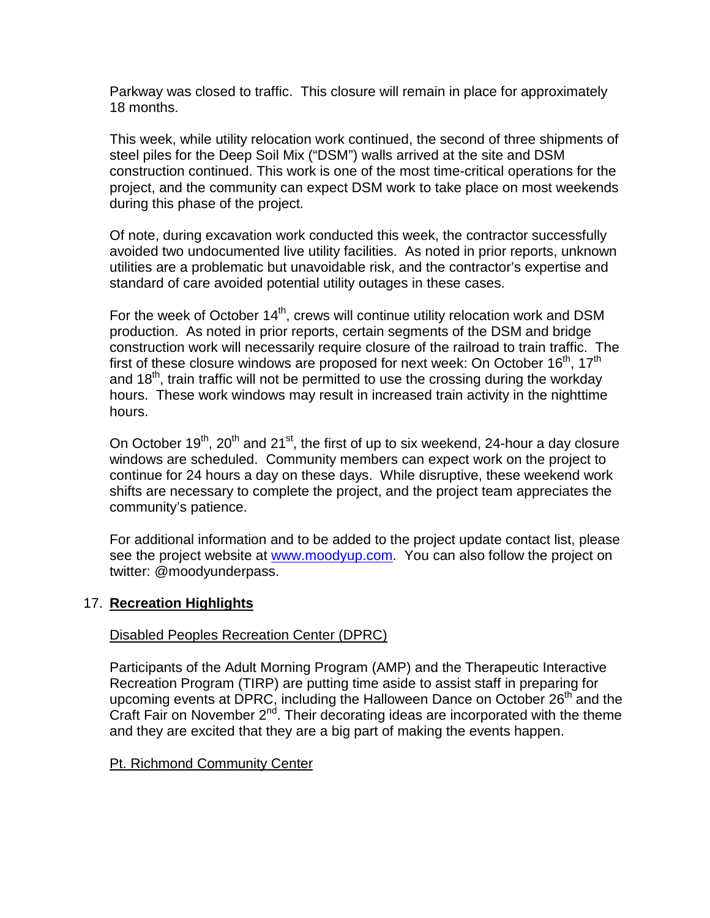Parkway was closed to traffic. This closure will remain in place for approximately 18 months.

This week, while utility relocation work continued, the second of three shipments of steel piles for the Deep Soil Mix ("DSM") walls arrived at the site and DSM construction continued. This work is one of the most time-critical operations for the project, and the community can expect DSM work to take place on most weekends during this phase of the project.

Of note, during excavation work conducted this week, the contractor successfully avoided two undocumented live utility facilities. As noted in prior reports, unknown utilities are a problematic but unavoidable risk, and the contractor's expertise and standard of care avoided potential utility outages in these cases.

For the week of October 14th, crews will continue utility relocation work and DSM production. As noted in prior reports, certain segments of the DSM and bridge construction work will necessarily require closure of the railroad to train traffic. The first of these closure windows are proposed for next week: On October 16th, 17th and 18th, train traffic will not be permitted to use the crossing during the workday hours. These work windows may result in increased train activity in the nighttime hours.

On October 19th, 20th and 21st, the first of up to six weekend, 24-hour a day closure windows are scheduled. Community members can expect work on the project to continue for 24 hours a day on these days. While disruptive, these weekend work shifts are necessary to complete the project, and the project team appreciates the community's patience.

For additional information and to be added to the project update contact list, please see the project website at [www.moodyup.com](http://www.moodyup.com). You can also follow the project on twitter: @moodyunderpass.

17. **Recreation Highlights**

Disabled Peoples Recreation Center (DPRC)

Participants of the Adult Morning Program (AMP) and the Therapeutic Interactive Recreation Program (TIRP) are putting time aside to assist staff in preparing for upcoming events at DPRC, including the Halloween Dance on October 26th and the Craft Fair on November 2nd. Their decorating ideas are incorporated with the theme and they are excited that they are a big part of making the events happen.

Pt. Richmond Community Center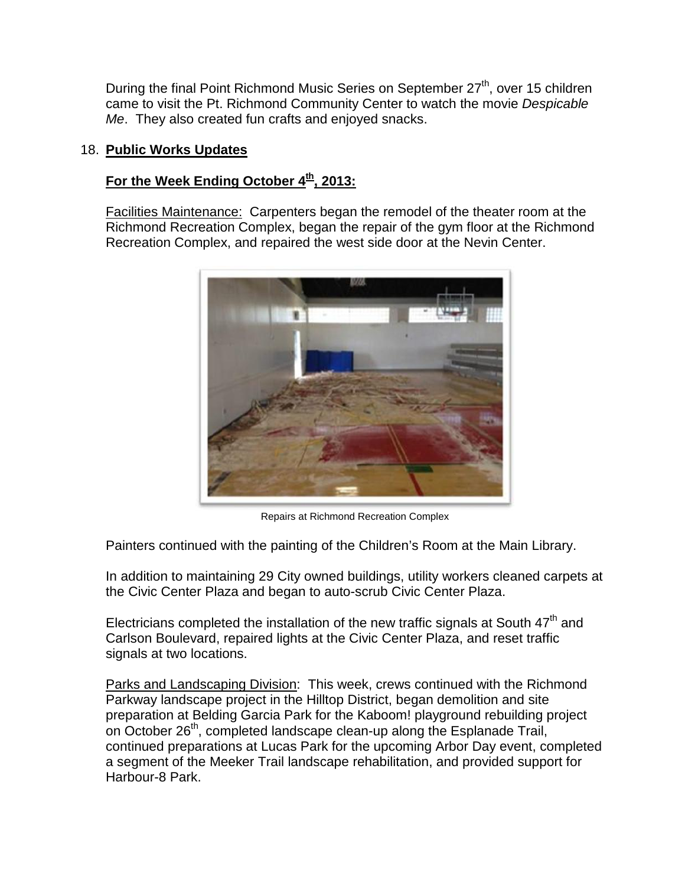During the final Point Richmond Music Series on September 27th, over 15 children came to visit the Pt. Richmond Community Center to watch the movie *Despicable Me*. They also created fun crafts and enjoyed snacks.

## 18. **Public Works Updates**

### **For the Week Ending October 4th, 2013:**

Facilities Maintenance: Carpenters began the remodel of the theater room at the Richmond Recreation Complex, began the repair of the gym floor at the Richmond Recreation Complex, and repaired the west side door at the Nevin Center.

Repairs at Richmond Recreation Complex

Painters continued with the painting of the Children's Room at the Main Library.

In addition to maintaining 29 City owned buildings, utility workers cleaned carpets at the Civic Center Plaza and began to auto-scrub Civic Center Plaza.

Electricians completed the installation of the new traffic signals at South 47th and Carlson Boulevard, repaired lights at the Civic Center Plaza, and reset traffic signals at two locations.

Parks and Landscaping Division: This week, crews continued with the Richmond Parkway landscape project in the Hilltop District, began demolition and site preparation at Belding Garcia Park for the Kaboom! playground rebuilding project on October 26th, completed landscape clean-up along the Esplanade Trail, continued preparations at Lucas Park for the upcoming Arbor Day event, completed a segment of the Meeker Trail landscape rehabilitation, and provided support for Harbour-8 Park.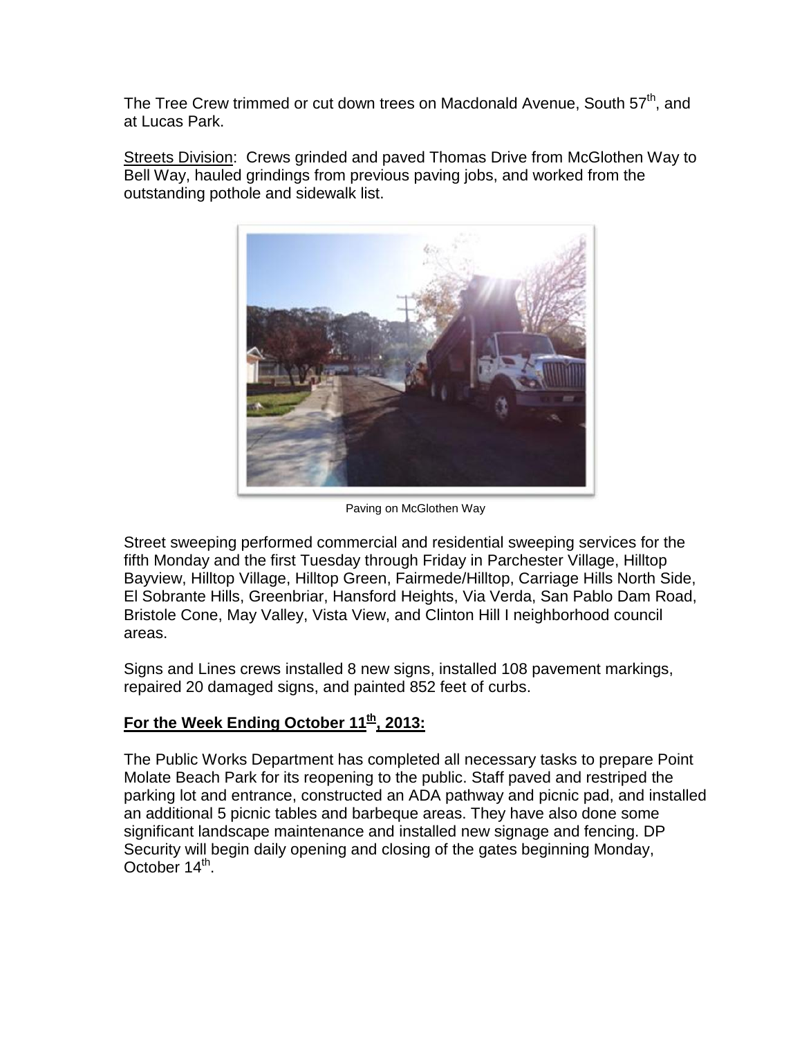The Tree Crew trimmed or cut down trees on Macdonald Avenue, South 57th, and at Lucas Park.

Streets Division: Crews grinded and paved Thomas Drive from McGlothen Way to Bell Way, hauled grindings from previous paving jobs, and worked from the outstanding pothole and sidewalk list.

Paving on McGlothen Way

Street sweeping performed commercial and residential sweeping services for the fifth Monday and the first Tuesday through Friday in Parchester Village, Hilltop Bayview, Hilltop Village, Hilltop Green, Fairmede/Hilltop, Carriage Hills North Side, El Sobrante Hills, Greenbriar, Hansford Heights, Via Verda, San Pablo Dam Road, Bristole Cone, May Valley, Vista View, and Clinton Hill I neighborhood council areas.

Signs and Lines crews installed 8 new signs, installed 108 pavement markings, repaired 20 damaged signs, and painted 852 feet of curbs.

**For the Week Ending October 11th, 2013:**

The Public Works Department has completed all necessary tasks to prepare Point Molate Beach Park for its reopening to the public. Staff paved and restriped the parking lot and entrance, constructed an ADA pathway and picnic pad, and installed an additional 5 picnic tables and barbeque areas. They have also done some significant landscape maintenance and installed new signage and fencing. DP Security will begin daily opening and closing of the gates beginning Monday, October 14th.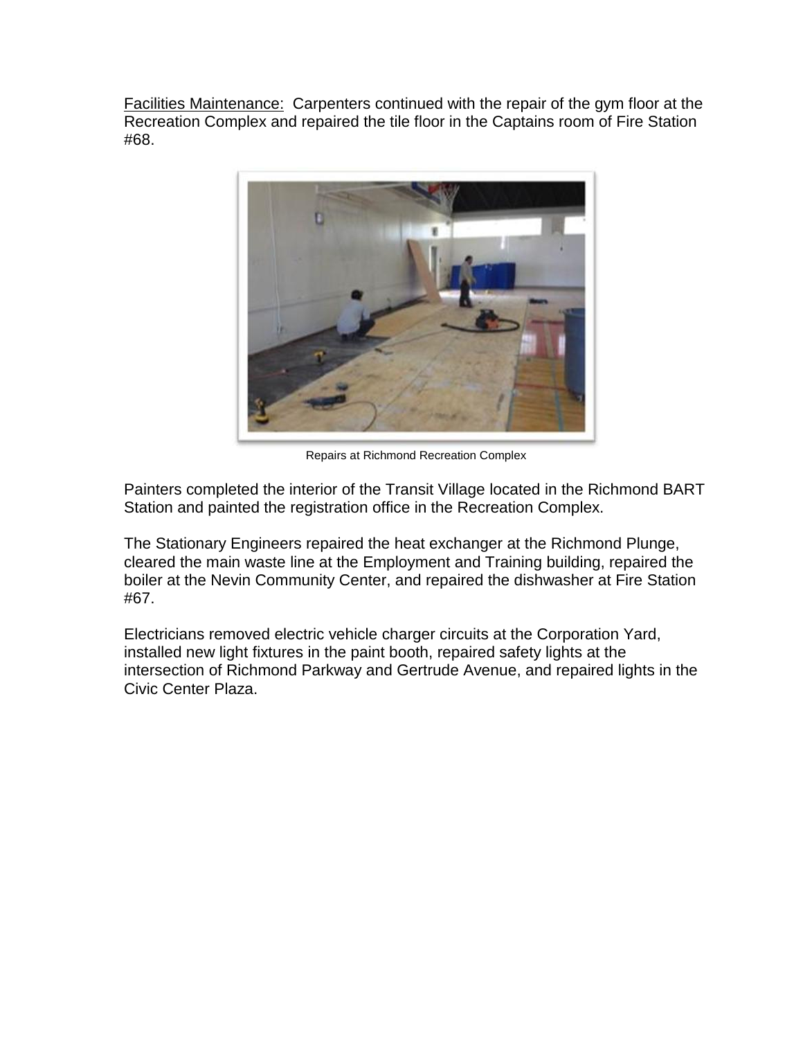Facilities Maintenance: Carpenters continued with the repair of the gym floor at the Recreation Complex and repaired the tile floor in the Captains room of Fire Station #68.

Repairs at Richmond Recreation Complex

Painters completed the interior of the Transit Village located in the Richmond BART Station and painted the registration office in the Recreation Complex.

The Stationary Engineers repaired the heat exchanger at the Richmond Plunge, cleared the main waste line at the Employment and Training building, repaired the boiler at the Nevin Community Center, and repaired the dishwasher at Fire Station #67.

Electricians removed electric vehicle charger circuits at the Corporation Yard, installed new light fixtures in the paint booth, repaired safety lights at the intersection of Richmond Parkway and Gertrude Avenue, and repaired lights in the Civic Center Plaza.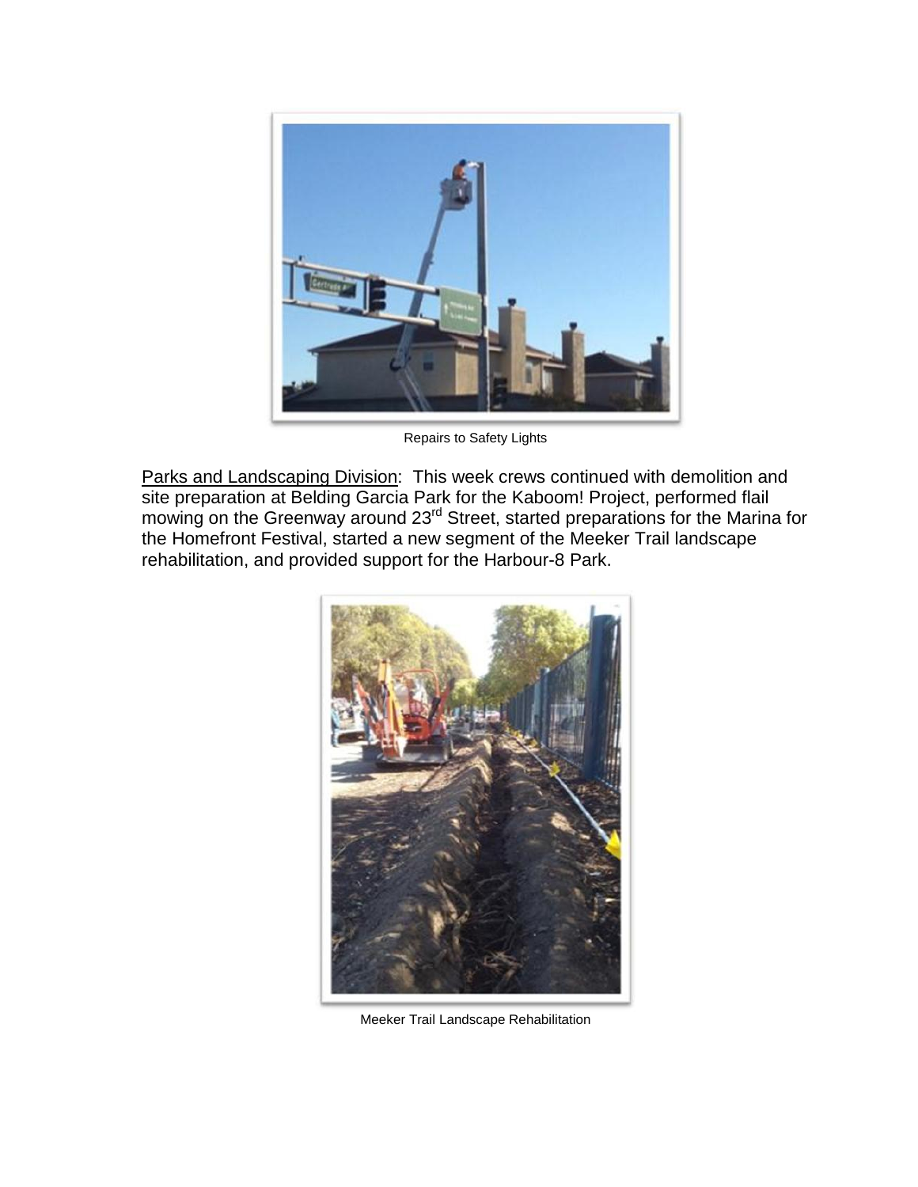Repairs to Safety Lights

Parks and Landscaping Division: This week crews continued with demolition and site preparation at Belding Garcia Park for the Kaboom! Project, performed flail mowing on the Greenway around 23rd Street, started preparations for the Marina for the Homefront Festival, started a new segment of the Meeker Trail landscape rehabilitation, and provided support for the Harbour-8 Park.

Meeker Trail Landscape Rehabilitation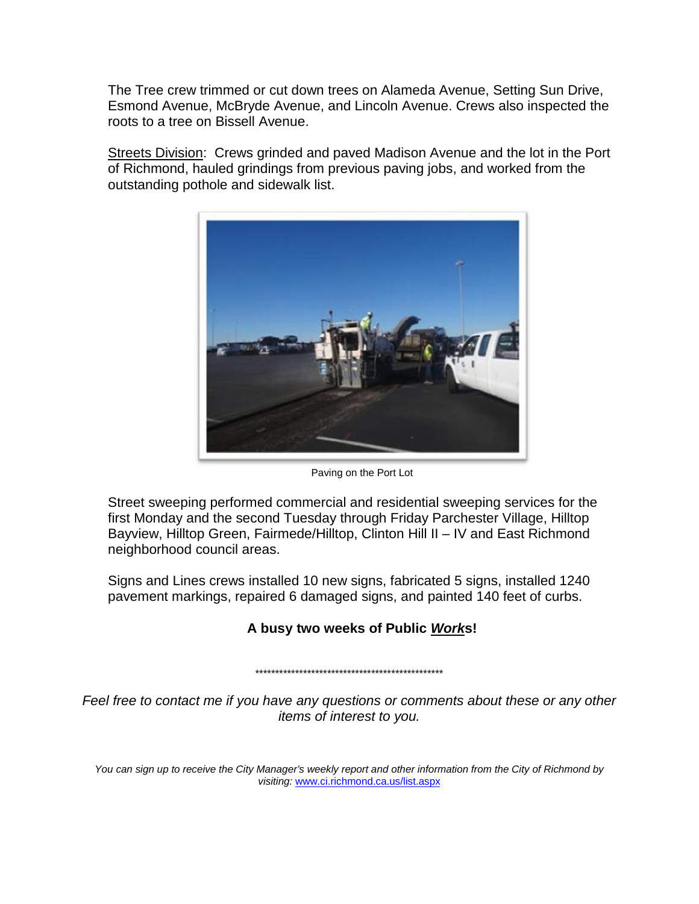The Tree crew trimmed or cut down trees on Alameda Avenue, Setting Sun Drive, Esmond Avenue, McBryde Avenue, and Lincoln Avenue. Crews also inspected the roots to a tree on Bissell Avenue.

Streets Division: Crews grinded and paved Madison Avenue and the lot in the Port of Richmond, hauled grindings from previous paving jobs, and worked from the outstanding pothole and sidewalk list.

Paving on the Port Lot

Street sweeping performed commercial and residential sweeping services for the first Monday and the second Tuesday through Friday Parchester Village, Hilltop Bayview, Hilltop Green, Fairmede/Hilltop, Clinton Hill II – IV and East Richmond neighborhood council areas.

Signs and Lines crews installed 10 new signs, fabricated 5 signs, installed 1240 pavement markings, repaired 6 damaged signs, and painted 140 feet of curbs.

**A busy two weeks of Public *Work*s!**

\*\*\*\*\*\*\*\*\*\*\*\*\*\*\*\*\*\*\*\*\*\*\*\*\*\*\*\*\*\*\*\*\*\*\*\*\*\*\*\*\*\*\*\*\*\*\*\*\*\*\*\*

*Feel free to contact me if you have any questions or comments about these or any other items of interest to you.*

*You can sign up to receive the City Manager's weekly report and other information from the City of Richmond by visiting:* www.ci.richmond.ca.us/list.aspx